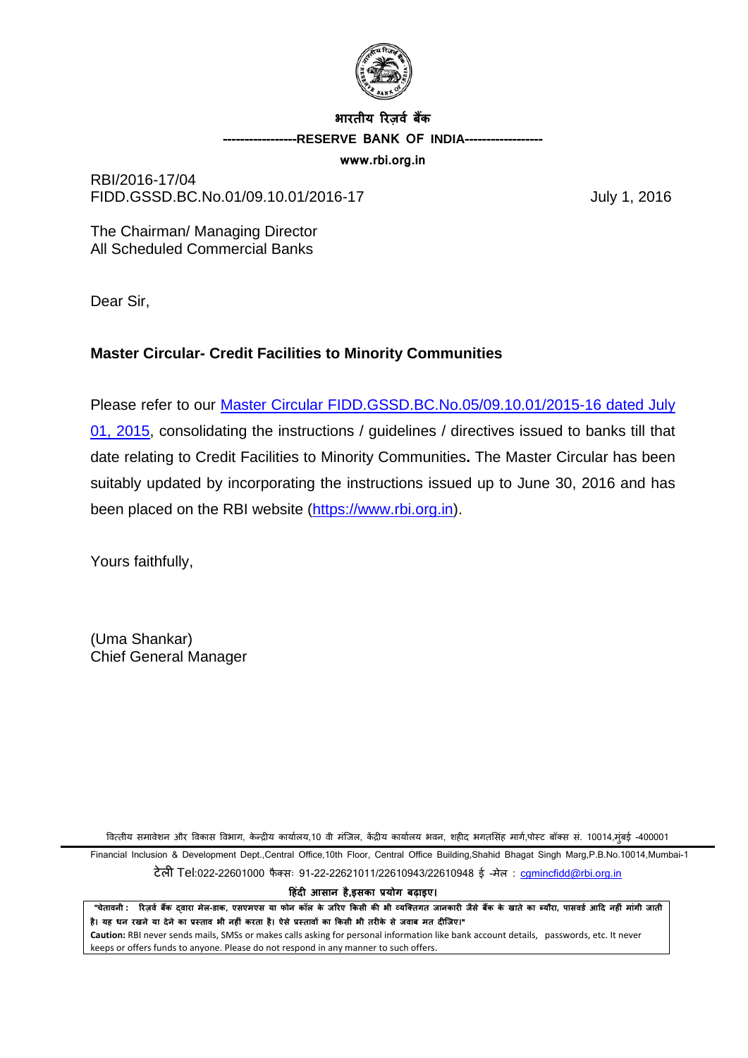भारतीय रिज़र्व बैंक

-----------------RESERVE BANK OF INDIA------------------

www.rbi.org.in

RBI/2016-17/04
FIDD.GSSD.BC.No.01/09.10.01/2016-17

July 1, 2016

The Chairman/ Managing Director
All Scheduled Commercial Banks

Dear Sir,

**Master Circular- Credit Facilities to Minority Communities**

Please refer to our Master Circular FIDD.GSSD.BC.No.05/09.10.01/2015-16 dated July 01, 2015, consolidating the instructions / guidelines / directives issued to banks till that date relating to Credit Facilities to Minority Communities**.** The Master Circular has been suitably updated by incorporating the instructions issued up to June 30, 2016 and has been placed on the RBI website (https://www.rbi.org.in).

Yours faithfully,

(Uma Shankar)
Chief General Manager

वित्तीय समावेशन और विकास विभाग, केन्द्रीय कार्यालय,10 वी मंजिल, केंद्रीय कार्यालय भवन, शहीद भगतसिंह मार्ग,पोस्ट बॉक्स सं. 10014,मुंबई -400001

Financial Inclusion & Development Dept.,Central Office,10th Floor, Central Office Building,Shahid Bhagat Singh Marg,P.B.No.10014,Mumbai-1

टेली Tel:022-22601000 फैक्सः 91-22-22621011/22610943/22610948 ई -मेल : cgmincfidd@rbi.org.in

**हिंदी आसान है,इसका प्रयोग बढ़ाइए।**

**"चेतावनी : रिज़र्व बैंक द्वारा मेल-डाक, एसएमएस या फोन कॉल के जरिए किसी की भी व्यक्तिगत जानकारी जैसे बैंक के खाते का ब्यौरा, पासवर्ड आदि नहीं मांगी जाती है। यह धन रखने या देने का प्रस्ताव भी नहीं करता है। ऐसे प्रस्तावों का किसी भी तरीके से जवाब मत दीजिए।"**

**Caution:** RBI never sends mails, SMSs or makes calls asking for personal information like bank account details, passwords, etc. It never keeps or offers funds to anyone. Please do not respond in any manner to such offers.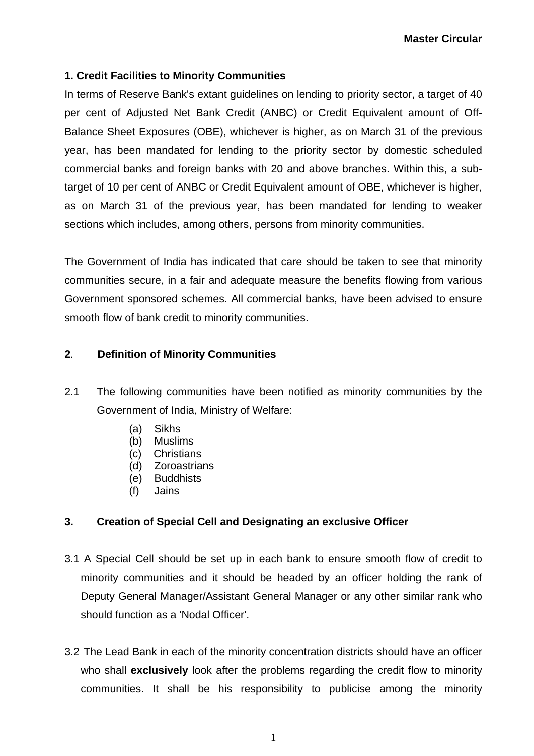**Master Circular**

### 1. Credit Facilities to Minority Communities

In terms of Reserve Bank's extant guidelines on lending to priority sector, a target of 40 per cent of Adjusted Net Bank Credit (ANBC) or Credit Equivalent amount of Off-Balance Sheet Exposures (OBE), whichever is higher, as on March 31 of the previous year, has been mandated for lending to the priority sector by domestic scheduled commercial banks and foreign banks with 20 and above branches. Within this, a sub-target of 10 per cent of ANBC or Credit Equivalent amount of OBE, whichever is higher, as on March 31 of the previous year, has been mandated for lending to weaker sections which includes, among others, persons from minority communities.

The Government of India has indicated that care should be taken to see that minority communities secure, in a fair and adequate measure the benefits flowing from various Government sponsored schemes. All commercial banks, have been advised to ensure smooth flow of bank credit to minority communities.

### 2. Definition of Minority Communities

2.1 The following communities have been notified as minority communities by the Government of India, Ministry of Welfare:

(a) Sikhs
(b) Muslims
(c) Christians
(d) Zoroastrians
(e) Buddhists
(f) Jains

### 3. Creation of Special Cell and Designating an exclusive Officer

3.1 A Special Cell should be set up in each bank to ensure smooth flow of credit to minority communities and it should be headed by an officer holding the rank of Deputy General Manager/Assistant General Manager or any other similar rank who should function as a 'Nodal Officer'.

3.2 The Lead Bank in each of the minority concentration districts should have an officer who shall **exclusively** look after the problems regarding the credit flow to minority communities. It shall be his responsibility to publicise among the minority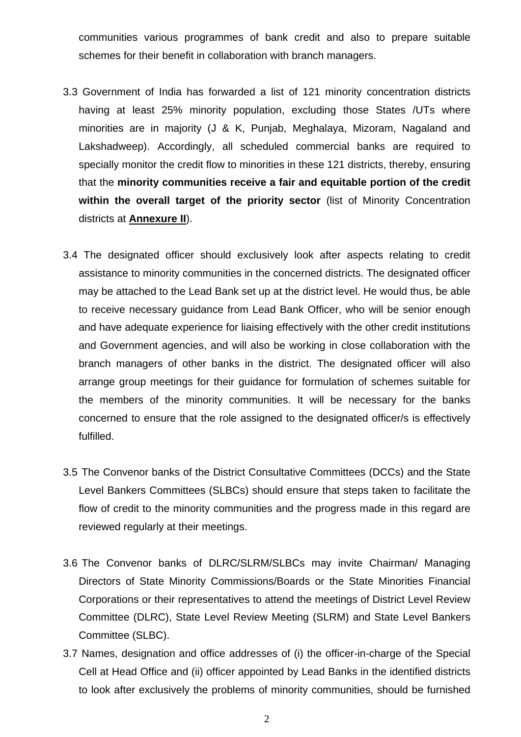communities various programmes of bank credit and also to prepare suitable schemes for their benefit in collaboration with branch managers.

3.3 Government of India has forwarded a list of 121 minority concentration districts having at least 25% minority population, excluding those States /UTs where minorities are in majority (J & K, Punjab, Meghalaya, Mizoram, Nagaland and Lakshadweep). Accordingly, all scheduled commercial banks are required to specially monitor the credit flow to minorities in these 121 districts, thereby, ensuring that the **minority communities receive a fair and equitable portion of the credit within the overall target of the priority sector** (list of Minority Concentration districts at **Annexure II**).

3.4 The designated officer should exclusively look after aspects relating to credit assistance to minority communities in the concerned districts. The designated officer may be attached to the Lead Bank set up at the district level. He would thus, be able to receive necessary guidance from Lead Bank Officer, who will be senior enough and have adequate experience for liaising effectively with the other credit institutions and Government agencies, and will also be working in close collaboration with the branch managers of other banks in the district. The designated officer will also arrange group meetings for their guidance for formulation of schemes suitable for the members of the minority communities. It will be necessary for the banks concerned to ensure that the role assigned to the designated officer/s is effectively fulfilled.

3.5 The Convenor banks of the District Consultative Committees (DCCs) and the State Level Bankers Committees (SLBCs) should ensure that steps taken to facilitate the flow of credit to the minority communities and the progress made in this regard are reviewed regularly at their meetings.

3.6 The Convenor banks of DLRC/SLRM/SLBCs may invite Chairman/ Managing Directors of State Minority Commissions/Boards or the State Minorities Financial Corporations or their representatives to attend the meetings of District Level Review Committee (DLRC), State Level Review Meeting (SLRM) and State Level Bankers Committee (SLBC).

3.7 Names, designation and office addresses of (i) the officer-in-charge of the Special Cell at Head Office and (ii) officer appointed by Lead Banks in the identified districts to look after exclusively the problems of minority communities, should be furnished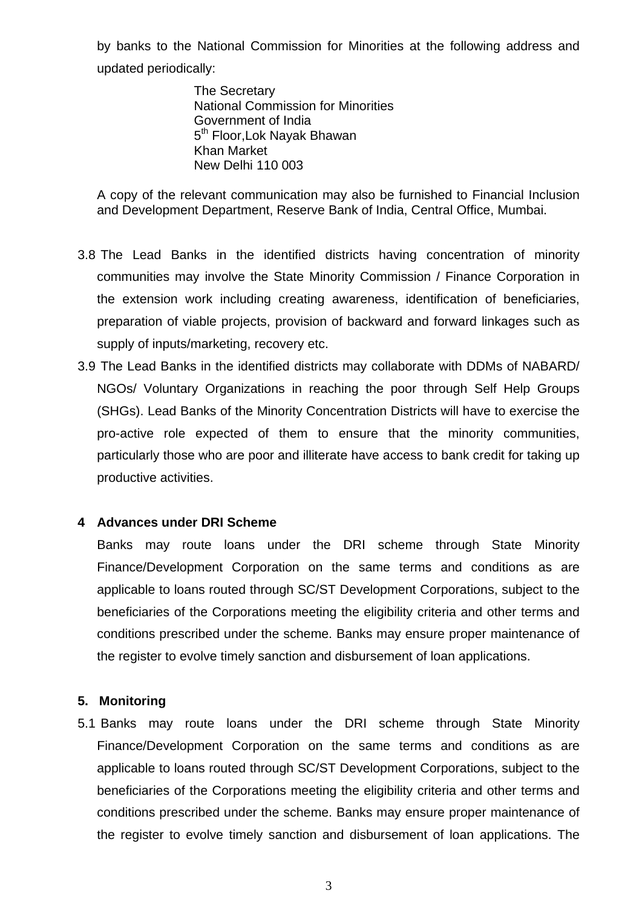by banks to the National Commission for Minorities at the following address and updated periodically:

The Secretary
National Commission for Minorities
Government of India
5th Floor,Lok Nayak Bhawan
Khan Market
New Delhi 110 003

A copy of the relevant communication may also be furnished to Financial Inclusion and Development Department, Reserve Bank of India, Central Office, Mumbai.

3.8 The Lead Banks in the identified districts having concentration of minority communities may involve the State Minority Commission / Finance Corporation in the extension work including creating awareness, identification of beneficiaries, preparation of viable projects, provision of backward and forward linkages such as supply of inputs/marketing, recovery etc.

3.9 The Lead Banks in the identified districts may collaborate with DDMs of NABARD/ NGOs/ Voluntary Organizations in reaching the poor through Self Help Groups (SHGs). Lead Banks of the Minority Concentration Districts will have to exercise the pro-active role expected of them to ensure that the minority communities, particularly those who are poor and illiterate have access to bank credit for taking up productive activities.

**4 Advances under DRI Scheme**

Banks may route loans under the DRI scheme through State Minority Finance/Development Corporation on the same terms and conditions as are applicable to loans routed through SC/ST Development Corporations, subject to the beneficiaries of the Corporations meeting the eligibility criteria and other terms and conditions prescribed under the scheme. Banks may ensure proper maintenance of the register to evolve timely sanction and disbursement of loan applications.

**5. Monitoring**

5.1 Banks may route loans under the DRI scheme through State Minority Finance/Development Corporation on the same terms and conditions as are applicable to loans routed through SC/ST Development Corporations, subject to the beneficiaries of the Corporations meeting the eligibility criteria and other terms and conditions prescribed under the scheme. Banks may ensure proper maintenance of the register to evolve timely sanction and disbursement of loan applications. The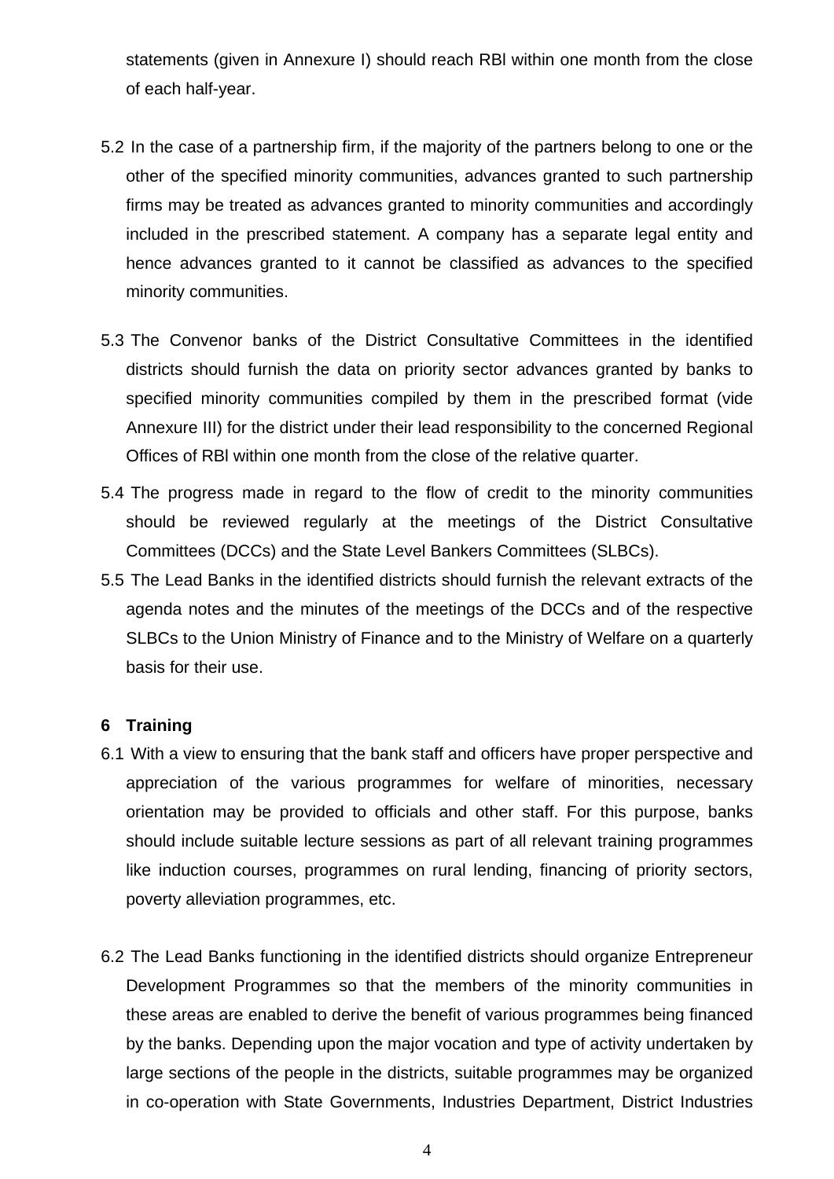statements (given in Annexure I) should reach RBI within one month from the close of each half-year.

5.2 In the case of a partnership firm, if the majority of the partners belong to one or the other of the specified minority communities, advances granted to such partnership firms may be treated as advances granted to minority communities and accordingly included in the prescribed statement. A company has a separate legal entity and hence advances granted to it cannot be classified as advances to the specified minority communities.

5.3 The Convenor banks of the District Consultative Committees in the identified districts should furnish the data on priority sector advances granted by banks to specified minority communities compiled by them in the prescribed format (vide Annexure III) for the district under their lead responsibility to the concerned Regional Offices of RBI within one month from the close of the relative quarter.

5.4 The progress made in regard to the flow of credit to the minority communities should be reviewed regularly at the meetings of the District Consultative Committees (DCCs) and the State Level Bankers Committees (SLBCs).

5.5 The Lead Banks in the identified districts should furnish the relevant extracts of the agenda notes and the minutes of the meetings of the DCCs and of the respective SLBCs to the Union Ministry of Finance and to the Ministry of Welfare on a quarterly basis for their use.

## 6 Training

6.1 With a view to ensuring that the bank staff and officers have proper perspective and appreciation of the various programmes for welfare of minorities, necessary orientation may be provided to officials and other staff. For this purpose, banks should include suitable lecture sessions as part of all relevant training programmes like induction courses, programmes on rural lending, financing of priority sectors, poverty alleviation programmes, etc.

6.2 The Lead Banks functioning in the identified districts should organize Entrepreneur Development Programmes so that the members of the minority communities in these areas are enabled to derive the benefit of various programmes being financed by the banks. Depending upon the major vocation and type of activity undertaken by large sections of the people in the districts, suitable programmes may be organized in co-operation with State Governments, Industries Department, District Industries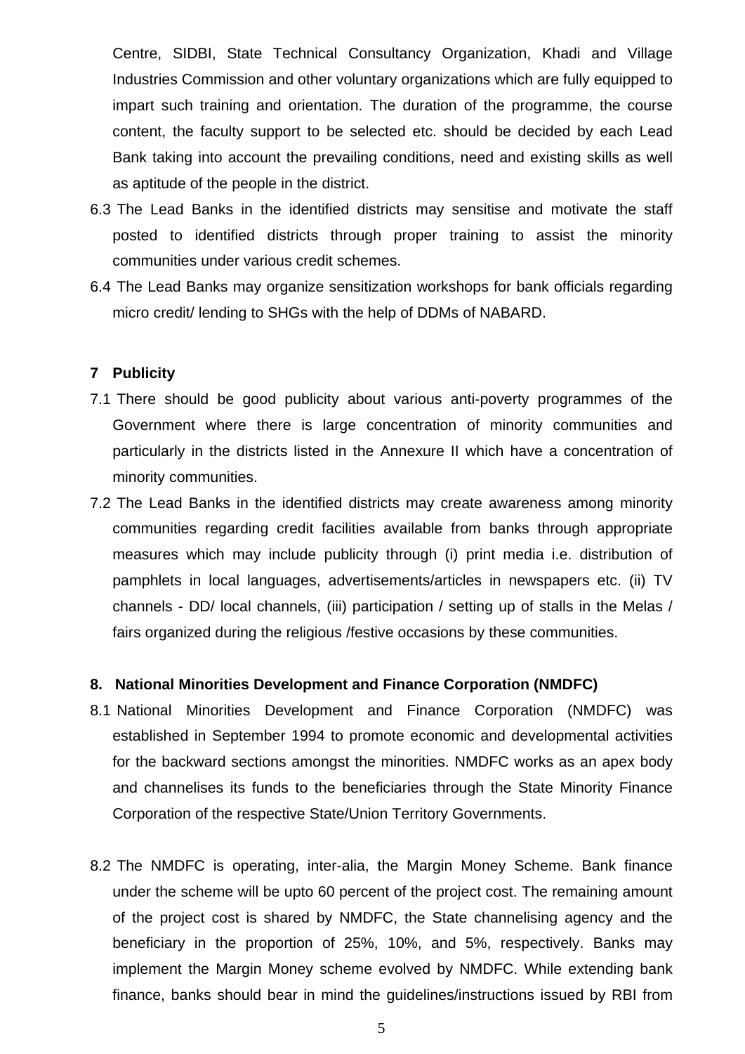Centre, SIDBI, State Technical Consultancy Organization, Khadi and Village Industries Commission and other voluntary organizations which are fully equipped to impart such training and orientation. The duration of the programme, the course content, the faculty support to be selected etc. should be decided by each Lead Bank taking into account the prevailing conditions, need and existing skills as well as aptitude of the people in the district.

6.3 The Lead Banks in the identified districts may sensitise and motivate the staff posted to identified districts through proper training to assist the minority communities under various credit schemes.

6.4 The Lead Banks may organize sensitization workshops for bank officials regarding micro credit/ lending to SHGs with the help of DDMs of NABARD.

**7 Publicity**

7.1 There should be good publicity about various anti-poverty programmes of the Government where there is large concentration of minority communities and particularly in the districts listed in the Annexure II which have a concentration of minority communities.

7.2 The Lead Banks in the identified districts may create awareness among minority communities regarding credit facilities available from banks through appropriate measures which may include publicity through (i) print media i.e. distribution of pamphlets in local languages, advertisements/articles in newspapers etc. (ii) TV channels - DD/ local channels, (iii) participation / setting up of stalls in the Melas / fairs organized during the religious /festive occasions by these communities.

**8. National Minorities Development and Finance Corporation (NMDFC)**

8.1 National Minorities Development and Finance Corporation (NMDFC) was established in September 1994 to promote economic and developmental activities for the backward sections amongst the minorities. NMDFC works as an apex body and channelises its funds to the beneficiaries through the State Minority Finance Corporation of the respective State/Union Territory Governments.

8.2 The NMDFC is operating, inter-alia, the Margin Money Scheme. Bank finance under the scheme will be upto 60 percent of the project cost. The remaining amount of the project cost is shared by NMDFC, the State channelising agency and the beneficiary in the proportion of 25%, 10%, and 5%, respectively. Banks may implement the Margin Money scheme evolved by NMDFC. While extending bank finance, banks should bear in mind the guidelines/instructions issued by RBI from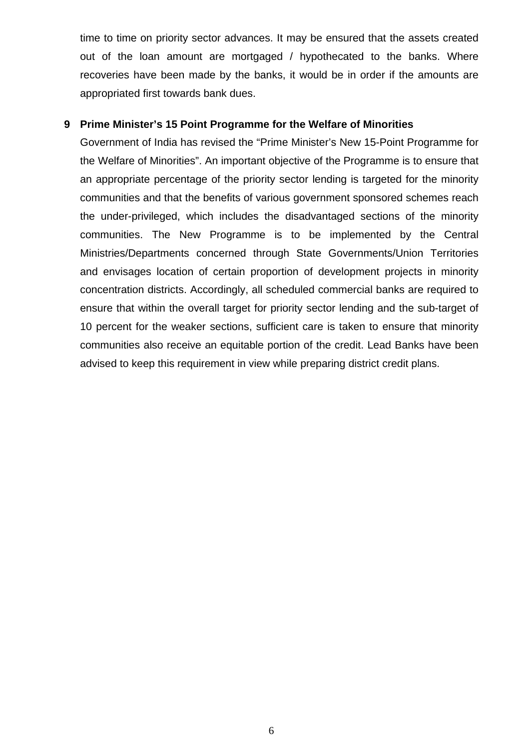time to time on priority sector advances. It may be ensured that the assets created out of the loan amount are mortgaged / hypothecated to the banks. Where recoveries have been made by the banks, it would be in order if the amounts are appropriated first towards bank dues.

**9 Prime Minister's 15 Point Programme for the Welfare of Minorities**

Government of India has revised the "Prime Minister's New 15-Point Programme for the Welfare of Minorities". An important objective of the Programme is to ensure that an appropriate percentage of the priority sector lending is targeted for the minority communities and that the benefits of various government sponsored schemes reach the under-privileged, which includes the disadvantaged sections of the minority communities. The New Programme is to be implemented by the Central Ministries/Departments concerned through State Governments/Union Territories and envisages location of certain proportion of development projects in minority concentration districts. Accordingly, all scheduled commercial banks are required to ensure that within the overall target for priority sector lending and the sub-target of 10 percent for the weaker sections, sufficient care is taken to ensure that minority communities also receive an equitable portion of the credit. Lead Banks have been advised to keep this requirement in view while preparing district credit plans.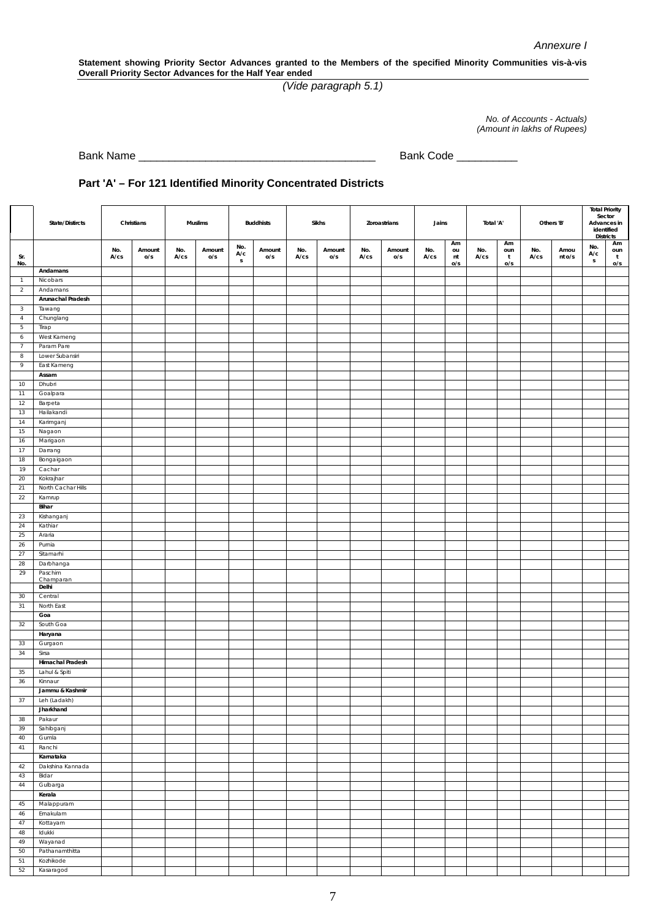*Annexure I*

**Statement showing Priority Sector Advances granted to the Members of the specified Minority Communities vis-à-vis Overall Priority Sector Advances for the Half Year ended**

*(Vide paragraph 5.1)*

*No. of Accounts - Actuals)*
*(Amount in lakhs of Rupees)*

Bank Name ______________________________________ Bank Code __________

## Part 'A' – For 121 Identified Minority Concentrated Districts

| | State/Distircts | Christians | | Muslims | | Buddhists | | Sikhs | | Zoroastrians | | Jains | | Total 'A' | | Others 'B' | | Total Priority Sector Advances in identified Districts | |
|---|---|---|---|---|---|---|---|---|---|---|---|---|---|---|---|---|---|---|---|
| Sr. No. | | No. A/cs | Amount o/s | No. A/cs | Amount o/s | No. A/cs | Amount o/s | No. A/cs | Amount o/s | No. A/cs | Amount o/s | No. A/cs | Amount o/s | No. A/cs | Amount o/s | No. A/cs | Amount o/s | No. A/cs | Amount o/s |
| | **Andamans** | | | | | | | | | | | | | | | | | | |
| 1 | Nicobars | | | | | | | | | | | | | | | | | | |
| 2 | Andamans | | | | | | | | | | | | | | | | | | |
| | **Arunachal Pradesh** | | | | | | | | | | | | | | | | | | |
| 3 | Tawang | | | | | | | | | | | | | | | | | | |
| 4 | Chunglang | | | | | | | | | | | | | | | | | | |
| 5 | Tirap | | | | | | | | | | | | | | | | | | |
| 6 | West Kameng | | | | | | | | | | | | | | | | | | |
| 7 | Param Pare | | | | | | | | | | | | | | | | | | |
| 8 | Lower Subansiri | | | | | | | | | | | | | | | | | | |
| 9 | East Kameng | | | | | | | | | | | | | | | | | | |
| | **Assam** | | | | | | | | | | | | | | | | | | |
| 10 | Dhubri | | | | | | | | | | | | | | | | | | |
| 11 | Goalpara | | | | | | | | | | | | | | | | | | |
| 12 | Barpeta | | | | | | | | | | | | | | | | | | |
| 13 | Hailakandi | | | | | | | | | | | | | | | | | | |
| 14 | Karimganj | | | | | | | | | | | | | | | | | | |
| 15 | Nagaon | | | | | | | | | | | | | | | | | | |
| 16 | Marigaon | | | | | | | | | | | | | | | | | | |
| 17 | Darrang | | | | | | | | | | | | | | | | | | |
| 18 | Bongaigaon | | | | | | | | | | | | | | | | | | |
| 19 | Cachar | | | | | | | | | | | | | | | | | | |
| 20 | Kokrajhar | | | | | | | | | | | | | | | | | | |
| 21 | North Cachar Hills | | | | | | | | | | | | | | | | | | |
| 22 | Kamrup | | | | | | | | | | | | | | | | | | |
| | **Bihar** | | | | | | | | | | | | | | | | | | |
| 23 | Kishanganj | | | | | | | | | | | | | | | | | | |
| 24 | Kathiar | | | | | | | | | | | | | | | | | | |
| 25 | Araria | | | | | | | | | | | | | | | | | | |
| 26 | Purnia | | | | | | | | | | | | | | | | | | |
| 27 | Sitamarhi | | | | | | | | | | | | | | | | | | |
| 28 | Darbhanga | | | | | | | | | | | | | | | | | | |
| 29 | Paschim Champaran | | | | | | | | | | | | | | | | | | |
| | **Delhi** | | | | | | | | | | | | | | | | | | |
| 30 | Central | | | | | | | | | | | | | | | | | | |
| 31 | North East | | | | | | | | | | | | | | | | | | |
| | **Goa** | | | | | | | | | | | | | | | | | | |
| 32 | South Goa | | | | | | | | | | | | | | | | | | |
| | **Haryana** | | | | | | | | | | | | | | | | | | |
| 33 | Gurgaon | | | | | | | | | | | | | | | | | | |
| 34 | Sirsa | | | | | | | | | | | | | | | | | | |
| | **Himachal Pradesh** | | | | | | | | | | | | | | | | | | |
| 35 | Lahul & Spiti | | | | | | | | | | | | | | | | | | |
| 36 | Kinnaur | | | | | | | | | | | | | | | | | | |
| | **Jammu & Kashmir** | | | | | | | | | | | | | | | | | | |
| 37 | Leh (Ladakh) | | | | | | | | | | | | | | | | | | |
| | **Jharkhand** | | | | | | | | | | | | | | | | | | |
| 38 | Pakaur | | | | | | | | | | | | | | | | | | |
| 39 | Sahibganj | | | | | | | | | | | | | | | | | | |
| 40 | Gumla | | | | | | | | | | | | | | | | | | |
| 41 | Ranchi | | | | | | | | | | | | | | | | | | |
| | **Karnataka** | | | | | | | | | | | | | | | | | | |
| 42 | Dakshina Kannada | | | | | | | | | | | | | | | | | | |
| 43 | Bidar | | | | | | | | | | | | | | | | | | |
| 44 | Gulbarga | | | | | | | | | | | | | | | | | | |
| | **Kerala** | | | | | | | | | | | | | | | | | | |
| 45 | Malappuram | | | | | | | | | | | | | | | | | | |
| 46 | Ernakulam | | | | | | | | | | | | | | | | | | |
| 47 | Kottayam | | | | | | | | | | | | | | | | | | |
| 48 | Idukki | | | | | | | | | | | | | | | | | | |
| 49 | Wayanad | | | | | | | | | | | | | | | | | | |
| 50 | Pathanamthitta | | | | | | | | | | | | | | | | | | |
| 51 | Kozhikode | | | | | | | | | | | | | | | | | | |
| 52 | Kasaragod | | | | | | | | | | | | | | | | | | |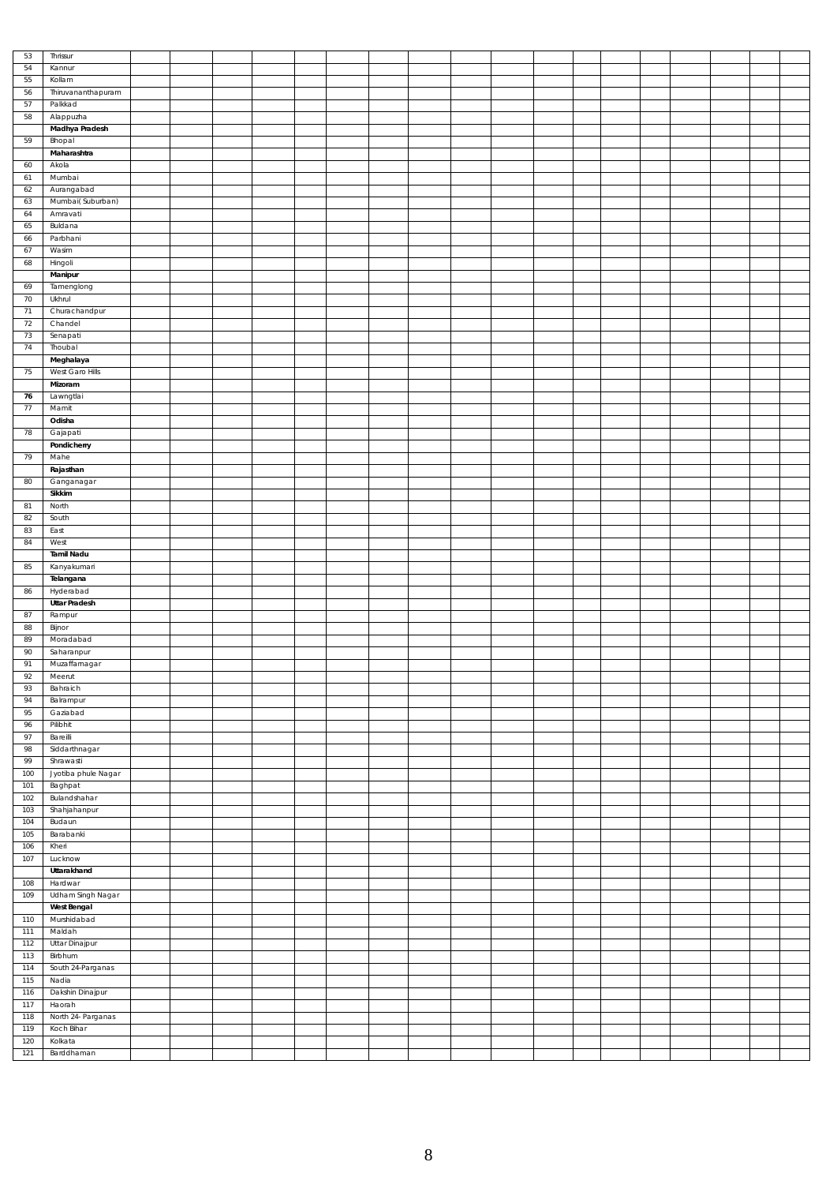| 53 | Thrissur | | | | | | | | | | | | | | | | | | |
|---|---|---|---|---|---|---|---|---|---|---|---|---|---|---|---|---|---|---|---|
| 54 | Kannur | | | | | | | | | | | | | | | | | | |
| 55 | Kollam | | | | | | | | | | | | | | | | | | |
| 56 | Thiruvananthapuram | | | | | | | | | | | | | | | | | | |
| 57 | Palkkad | | | | | | | | | | | | | | | | | | |
| 58 | Alappuzha | | | | | | | | | | | | | | | | | | |
| | **Madhya Pradesh** | | | | | | | | | | | | | | | | | | |
| 59 | Bhopal | | | | | | | | | | | | | | | | | | |
| | **Maharashtra** | | | | | | | | | | | | | | | | | | |
| 60 | Akola | | | | | | | | | | | | | | | | | | |
| 61 | Mumbai | | | | | | | | | | | | | | | | | | |
| 62 | Aurangabad | | | | | | | | | | | | | | | | | | |
| 63 | Mumbai( Suburban) | | | | | | | | | | | | | | | | | | |
| 64 | Amravati | | | | | | | | | | | | | | | | | | |
| 65 | Buldana | | | | | | | | | | | | | | | | | | |
| 66 | Parbhani | | | | | | | | | | | | | | | | | | |
| 67 | Wasim | | | | | | | | | | | | | | | | | | |
| 68 | Hingoli | | | | | | | | | | | | | | | | | | |
| | **Manipur** | | | | | | | | | | | | | | | | | | |
| 69 | Tamenglong | | | | | | | | | | | | | | | | | | |
| 70 | Ukhrul | | | | | | | | | | | | | | | | | | |
| 71 | Churachandpur | | | | | | | | | | | | | | | | | | |
| 72 | Chandel | | | | | | | | | | | | | | | | | | |
| 73 | Senapati | | | | | | | | | | | | | | | | | | |
| 74 | Thoubal | | | | | | | | | | | | | | | | | | |
| | **Meghalaya** | | | | | | | | | | | | | | | | | | |
| 75 | West Garo Hills | | | | | | | | | | | | | | | | | | |
| | **Mizoram** | | | | | | | | | | | | | | | | | | |
| **76** | Lawngtlai | | | | | | | | | | | | | | | | | | |
| 77 | Mamit | | | | | | | | | | | | | | | | | | |
| | **Odisha** | | | | | | | | | | | | | | | | | | |
| 78 | Gajapati | | | | | | | | | | | | | | | | | | |
| | **Pondicherry** | | | | | | | | | | | | | | | | | | |
| 79 | Mahe | | | | | | | | | | | | | | | | | | |
| | **Rajasthan** | | | | | | | | | | | | | | | | | | |
| 80 | Ganganagar | | | | | | | | | | | | | | | | | | |
| | **Sikkim** | | | | | | | | | | | | | | | | | | |
| 81 | North | | | | | | | | | | | | | | | | | | |
| 82 | South | | | | | | | | | | | | | | | | | | |
| 83 | East | | | | | | | | | | | | | | | | | | |
| 84 | West | | | | | | | | | | | | | | | | | | |
| | **Tamil Nadu** | | | | | | | | | | | | | | | | | | |
| 85 | Kanyakumari | | | | | | | | | | | | | | | | | | |
| | **Telangana** | | | | | | | | | | | | | | | | | | |
| 86 | Hyderabad | | | | | | | | | | | | | | | | | | |
| | **Uttar Pradesh** | | | | | | | | | | | | | | | | | | |
| 87 | Rampur | | | | | | | | | | | | | | | | | | |
| 88 | Bijnor | | | | | | | | | | | | | | | | | | |
| 89 | Moradabad | | | | | | | | | | | | | | | | | | |
| 90 | Saharanpur | | | | | | | | | | | | | | | | | | |
| 91 | Muzaffarnagar | | | | | | | | | | | | | | | | | | |
| 92 | Meerut | | | | | | | | | | | | | | | | | | |
| 93 | Bahraich | | | | | | | | | | | | | | | | | | |
| 94 | Balrampur | | | | | | | | | | | | | | | | | | |
| 95 | Gaziabad | | | | | | | | | | | | | | | | | | |
| 96 | Pilibhit | | | | | | | | | | | | | | | | | | |
| 97 | Bareilli | | | | | | | | | | | | | | | | | | |
| 98 | Siddarthnagar | | | | | | | | | | | | | | | | | | |
| 99 | Shrawasti | | | | | | | | | | | | | | | | | | |
| 100 | Jyotiba phule Nagar | | | | | | | | | | | | | | | | | | |
| 101 | Baghpat | | | | | | | | | | | | | | | | | | |
| 102 | Bulandshahar | | | | | | | | | | | | | | | | | | |
| 103 | Shahjahanpur | | | | | | | | | | | | | | | | | | |
| 104 | Budaun | | | | | | | | | | | | | | | | | | |
| 105 | Barabanki | | | | | | | | | | | | | | | | | | |
| 106 | Kheri | | | | | | | | | | | | | | | | | | |
| 107 | Lucknow | | | | | | | | | | | | | | | | | | |
| | **Uttarakhand** | | | | | | | | | | | | | | | | | | |
| 108 | Hardwar | | | | | | | | | | | | | | | | | | |
| 109 | Udham Singh Nagar | | | | | | | | | | | | | | | | | | |
| | **West Bengal** | | | | | | | | | | | | | | | | | | |
| 110 | Murshidabad | | | | | | | | | | | | | | | | | | |
| 111 | Maldah | | | | | | | | | | | | | | | | | | |
| 112 | Uttar Dinajpur | | | | | | | | | | | | | | | | | | |
| 113 | Birbhum | | | | | | | | | | | | | | | | | | |
| 114 | South 24-Parganas | | | | | | | | | | | | | | | | | | |
| 115 | Nadia | | | | | | | | | | | | | | | | | | |
| 116 | Dakshin Dinajpur | | | | | | | | | | | | | | | | | | |
| 117 | Haorah | | | | | | | | | | | | | | | | | | |
| 118 | North 24- Parganas | | | | | | | | | | | | | | | | | | |
| 119 | Koch Bihar | | | | | | | | | | | | | | | | | | |
| 120 | Kolkata | | | | | | | | | | | | | | | | | | |
| 121 | Barddhaman | | | | | | | | | | | | | | | | | | |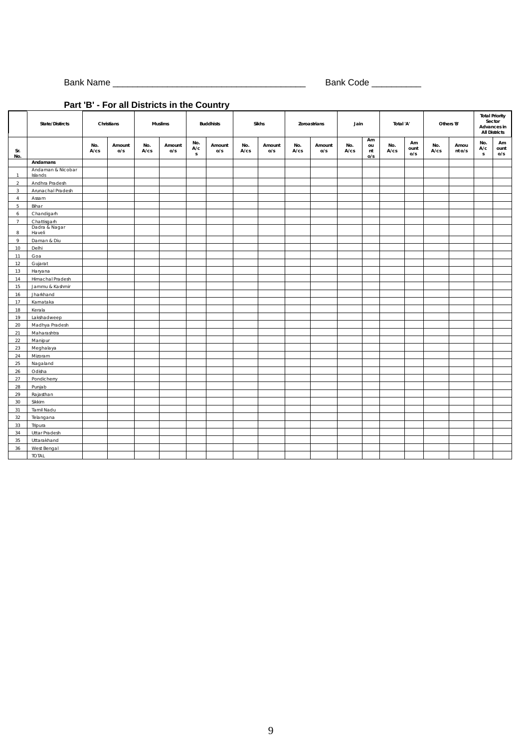Bank Name _______________________________________ Bank Code __________

**Part 'B' - For all Districts in the Country**

| Sr. No. | State/Distircts | Christians | | Muslims | | Buddhists | | Sikhs | | Zoroastrians | | Jain | | Total 'A' | | Others 'B' | | Total Priority Sector Advances in All Districts | |
|---|---|---|---|---|---|---|---|---|---|---|---|---|---|---|---|---|---|---|---|
| | | No. A/cs | Amount o/s | No. A/cs | Amount o/s | No. A/cs | Amount o/s | No. A/cs | Amount o/s | No. A/cs | Amount o/s | No. A/cs | Amount o/s | No. A/cs | Amount o/s | No. A/cs | Amount o/s | No. A/cs | Amount o/s |
| | **Andamans** | | | | | | | | | | | | | | | | | | |
| 1 | Andaman & Nicobar Islands | | | | | | | | | | | | | | | | | | |
| 2 | Andhra Pradesh | | | | | | | | | | | | | | | | | | |
| 3 | Arunachal Pradesh | | | | | | | | | | | | | | | | | | |
| 4 | Assam | | | | | | | | | | | | | | | | | | |
| 5 | Bihar | | | | | | | | | | | | | | | | | | |
| 6 | Chandigarh | | | | | | | | | | | | | | | | | | |
| 7 | Chattisgarh | | | | | | | | | | | | | | | | | | |
| 8 | Dadra & Nagar Haveli | | | | | | | | | | | | | | | | | | |
| 9 | Daman & Diu | | | | | | | | | | | | | | | | | | |
| 10 | Delhi | | | | | | | | | | | | | | | | | | |
| 11 | Goa | | | | | | | | | | | | | | | | | | |
| 12 | Gujarat | | | | | | | | | | | | | | | | | | |
| 13 | Haryana | | | | | | | | | | | | | | | | | | |
| 14 | Himachal Pradesh | | | | | | | | | | | | | | | | | | |
| 15 | Jammu & Kashmir | | | | | | | | | | | | | | | | | | |
| 16 | Jharkhand | | | | | | | | | | | | | | | | | | |
| 17 | Karnataka | | | | | | | | | | | | | | | | | | |
| 18 | Kerala | | | | | | | | | | | | | | | | | | |
| 19 | Lakshadweep | | | | | | | | | | | | | | | | | | |
| 20 | Madhya Pradesh | | | | | | | | | | | | | | | | | | |
| 21 | Maharashtra | | | | | | | | | | | | | | | | | | |
| 22 | Manipur | | | | | | | | | | | | | | | | | | |
| 23 | Meghalaya | | | | | | | | | | | | | | | | | | |
| 24 | Mizoram | | | | | | | | | | | | | | | | | | |
| 25 | Nagaland | | | | | | | | | | | | | | | | | | |
| 26 | Odisha | | | | | | | | | | | | | | | | | | |
| 27 | Pondicherry | | | | | | | | | | | | | | | | | | |
| 28 | Punjab | | | | | | | | | | | | | | | | | | |
| 29 | Rajasthan | | | | | | | | | | | | | | | | | | |
| 30 | Sikkim | | | | | | | | | | | | | | | | | | |
| 31 | Tamil Nadu | | | | | | | | | | | | | | | | | | |
| 32 | Telangana | | | | | | | | | | | | | | | | | | |
| 33 | Tripura | | | | | | | | | | | | | | | | | | |
| 34 | Uttar Pradesh | | | | | | | | | | | | | | | | | | |
| 35 | Uttarakhand | | | | | | | | | | | | | | | | | | |
| 36 | West Bengal | | | | | | | | | | | | | | | | | | |
| | TOTAL | | | | | | | | | | | | | | | | | | |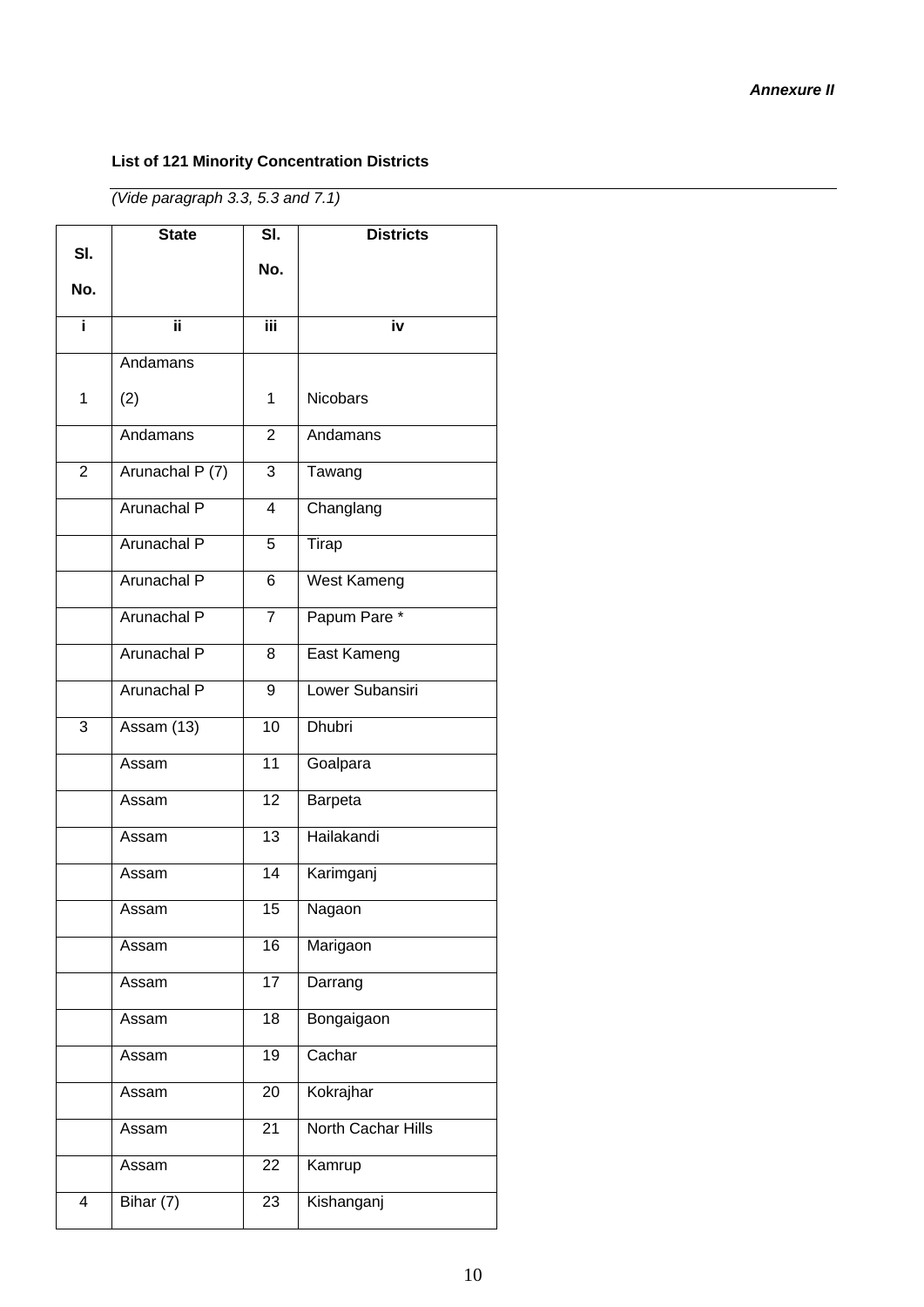***Annexure II***

**List of 121 Minority Concentration Districts**

*(Vide paragraph 3.3, 5.3 and 7.1)*

| Sl. No. | State | Sl. No. | Districts |
|---|---|---|---|
| i | ii | iii | iv |
| 1 | Andamans (2) | 1 | Nicobars |
| | Andamans | 2 | Andamans |
| 2 | Arunachal P (7) | 3 | Tawang |
| | Arunachal P | 4 | Changlang |
| | Arunachal P | 5 | Tirap |
| | Arunachal P | 6 | West Kameng |
| | Arunachal P | 7 | Papum Pare * |
| | Arunachal P | 8 | East Kameng |
| | Arunachal P | 9 | Lower Subansiri |
| 3 | Assam (13) | 10 | Dhubri |
| | Assam | 11 | Goalpara |
| | Assam | 12 | Barpeta |
| | Assam | 13 | Hailakandi |
| | Assam | 14 | Karimganj |
| | Assam | 15 | Nagaon |
| | Assam | 16 | Marigaon |
| | Assam | 17 | Darrang |
| | Assam | 18 | Bongaigaon |
| | Assam | 19 | Cachar |
| | Assam | 20 | Kokrajhar |
| | Assam | 21 | North Cachar Hills |
| | Assam | 22 | Kamrup |
| 4 | Bihar (7) | 23 | Kishanganj |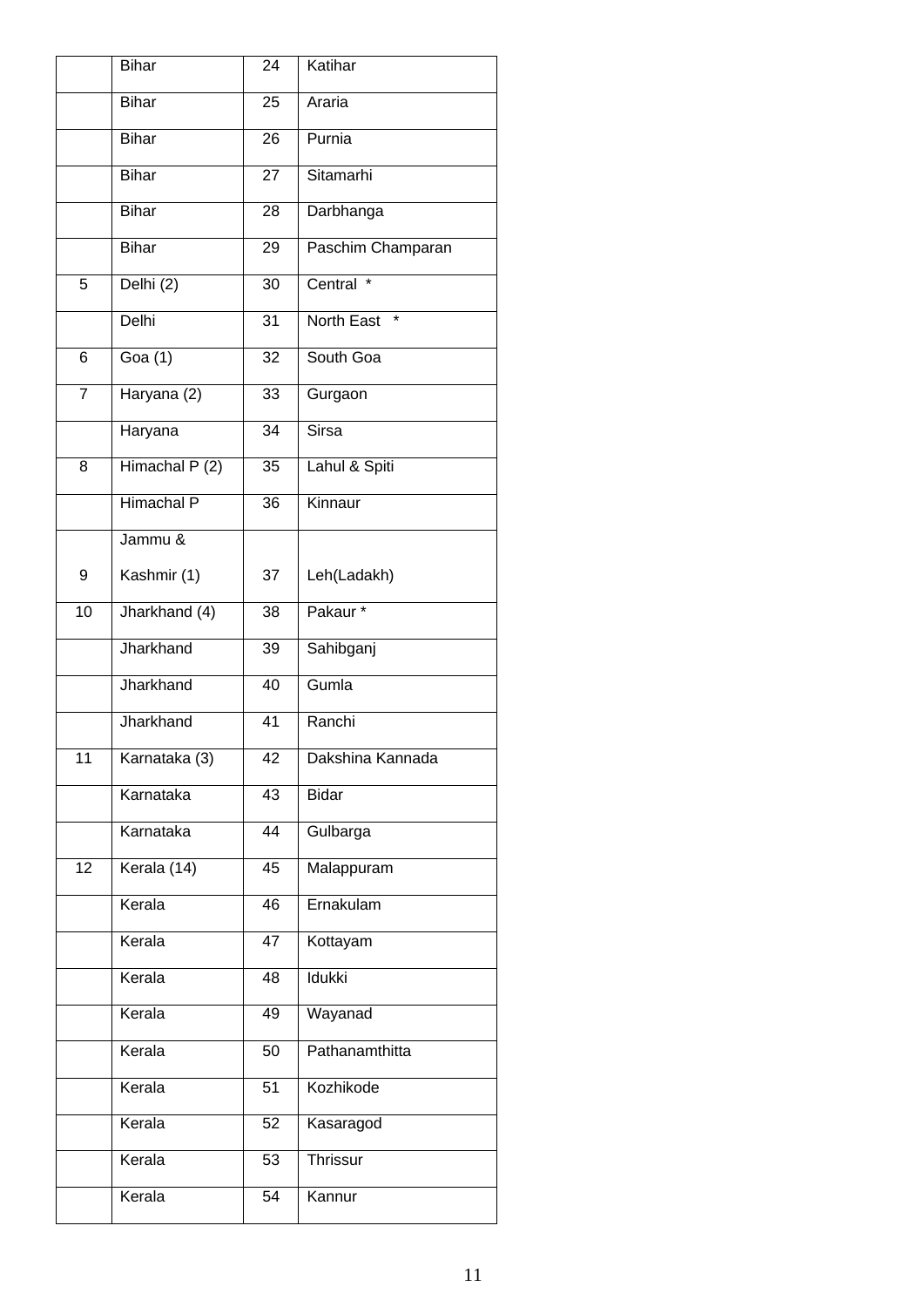|  |  |  |  |
|---|---|---|---|
|  | Bihar | 24 | Katihar |
|  | Bihar | 25 | Araria |
|  | Bihar | 26 | Purnia |
|  | Bihar | 27 | Sitamarhi |
|  | Bihar | 28 | Darbhanga |
|  | Bihar | 29 | Paschim Champaran |
| 5 | Delhi (2) | 30 | Central * |
|  | Delhi | 31 | North East * |
| 6 | Goa (1) | 32 | South Goa |
| 7 | Haryana (2) | 33 | Gurgaon |
|  | Haryana | 34 | Sirsa |
| 8 | Himachal P (2) | 35 | Lahul & Spiti |
|  | Himachal P | 36 | Kinnaur |
| 9 | Jammu & Kashmir (1) | 37 | Leh(Ladakh) |
| 10 | Jharkhand (4) | 38 | Pakaur * |
|  | Jharkhand | 39 | Sahibganj |
|  | Jharkhand | 40 | Gumla |
|  | Jharkhand | 41 | Ranchi |
| 11 | Karnataka (3) | 42 | Dakshina Kannada |
|  | Karnataka | 43 | Bidar |
|  | Karnataka | 44 | Gulbarga |
| 12 | Kerala (14) | 45 | Malappuram |
|  | Kerala | 46 | Ernakulam |
|  | Kerala | 47 | Kottayam |
|  | Kerala | 48 | Idukki |
|  | Kerala | 49 | Wayanad |
|  | Kerala | 50 | Pathanamthitta |
|  | Kerala | 51 | Kozhikode |
|  | Kerala | 52 | Kasaragod |
|  | Kerala | 53 | Thrissur |
|  | Kerala | 54 | Kannur |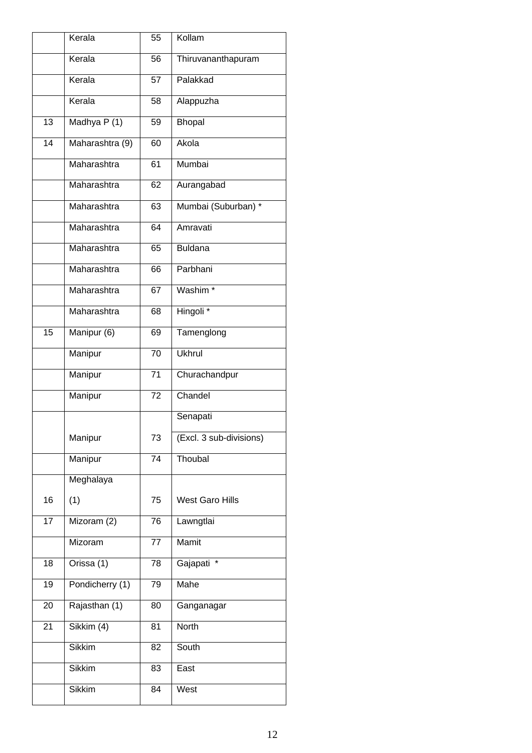| | | | |
|---|---|---|---|
| | Kerala | 55 | Kollam |
| | Kerala | 56 | Thiruvananthapuram |
| | Kerala | 57 | Palakkad |
| | Kerala | 58 | Alappuzha |
| 13 | Madhya P (1) | 59 | Bhopal |
| 14 | Maharashtra (9) | 60 | Akola |
| | Maharashtra | 61 | Mumbai |
| | Maharashtra | 62 | Aurangabad |
| | Maharashtra | 63 | Mumbai (Suburban) * |
| | Maharashtra | 64 | Amravati |
| | Maharashtra | 65 | Buldana |
| | Maharashtra | 66 | Parbhani |
| | Maharashtra | 67 | Washim * |
| | Maharashtra | 68 | Hingoli * |
| 15 | Manipur (6) | 69 | Tamenglong |
| | Manipur | 70 | Ukhrul |
| | Manipur | 71 | Churachandpur |
| | Manipur | 72 | Chandel |
| | Manipur | 73 | Senapati (Excl. 3 sub-divisions) |
| | Manipur | 74 | Thoubal |
| 16 | Meghalaya (1) | 75 | West Garo Hills |
| 17 | Mizoram (2) | 76 | Lawngtlai |
| | Mizoram | 77 | Mamit |
| 18 | Orissa (1) | 78 | Gajapati * |
| 19 | Pondicherry (1) | 79 | Mahe |
| 20 | Rajasthan (1) | 80 | Ganganagar |
| 21 | Sikkim (4) | 81 | North |
| | Sikkim | 82 | South |
| | Sikkim | 83 | East |
| | Sikkim | 84 | West |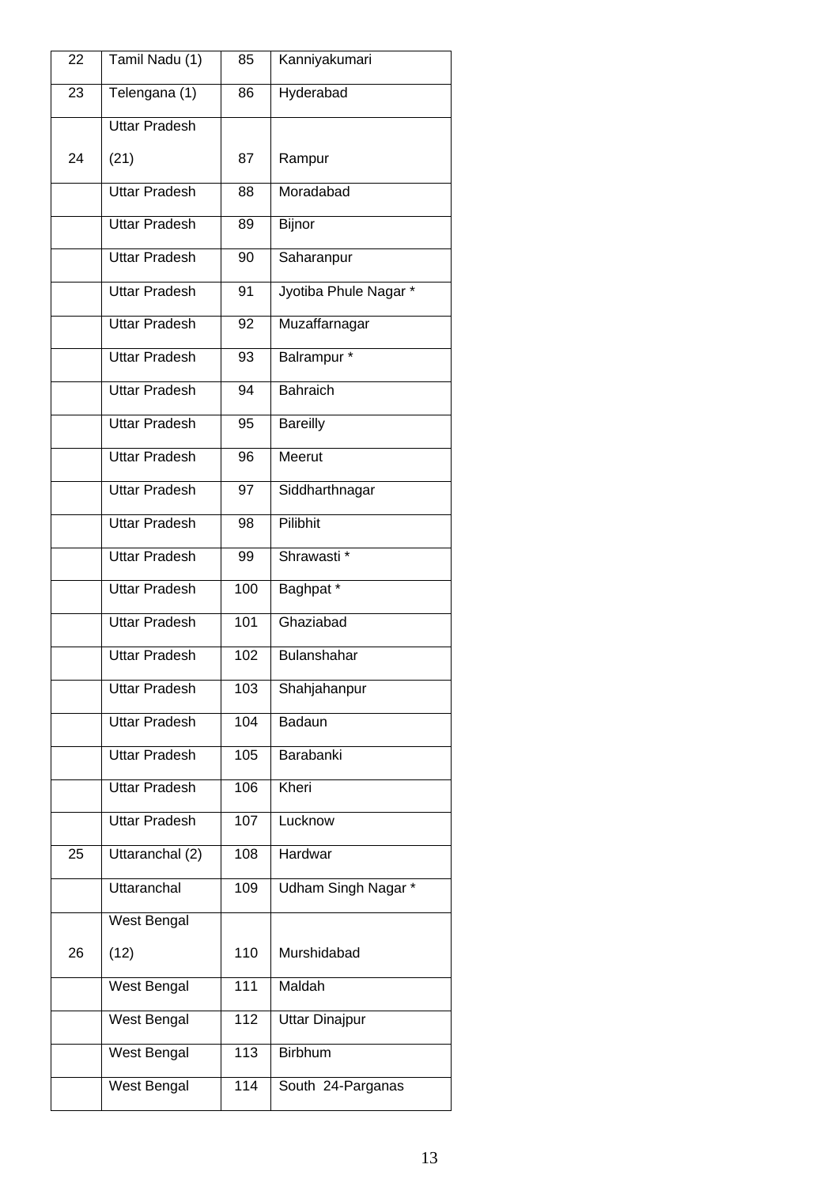| 22 | Tamil Nadu (1) | 85 | Kanniyakumari |
|---|---|---|---|
| 23 | Telengana (1) | 86 | Hyderabad |
| 24 | Uttar Pradesh (21) | 87 | Rampur |
| | Uttar Pradesh | 88 | Moradabad |
| | Uttar Pradesh | 89 | Bijnor |
| | Uttar Pradesh | 90 | Saharanpur |
| | Uttar Pradesh | 91 | Jyotiba Phule Nagar * |
| | Uttar Pradesh | 92 | Muzaffarnagar |
| | Uttar Pradesh | 93 | Balrampur * |
| | Uttar Pradesh | 94 | Bahraich |
| | Uttar Pradesh | 95 | Bareilly |
| | Uttar Pradesh | 96 | Meerut |
| | Uttar Pradesh | 97 | Siddharthnagar |
| | Uttar Pradesh | 98 | Pilibhit |
| | Uttar Pradesh | 99 | Shrawasti * |
| | Uttar Pradesh | 100 | Baghpat * |
| | Uttar Pradesh | 101 | Ghaziabad |
| | Uttar Pradesh | 102 | Bulanshahar |
| | Uttar Pradesh | 103 | Shahjahanpur |
| | Uttar Pradesh | 104 | Badaun |
| | Uttar Pradesh | 105 | Barabanki |
| | Uttar Pradesh | 106 | Kheri |
| | Uttar Pradesh | 107 | Lucknow |
| 25 | Uttaranchal (2) | 108 | Hardwar |
| | Uttaranchal | 109 | Udham Singh Nagar * |
| 26 | West Bengal (12) | 110 | Murshidabad |
| | West Bengal | 111 | Maldah |
| | West Bengal | 112 | Uttar Dinajpur |
| | West Bengal | 113 | Birbhum |
| | West Bengal | 114 | South 24-Parganas |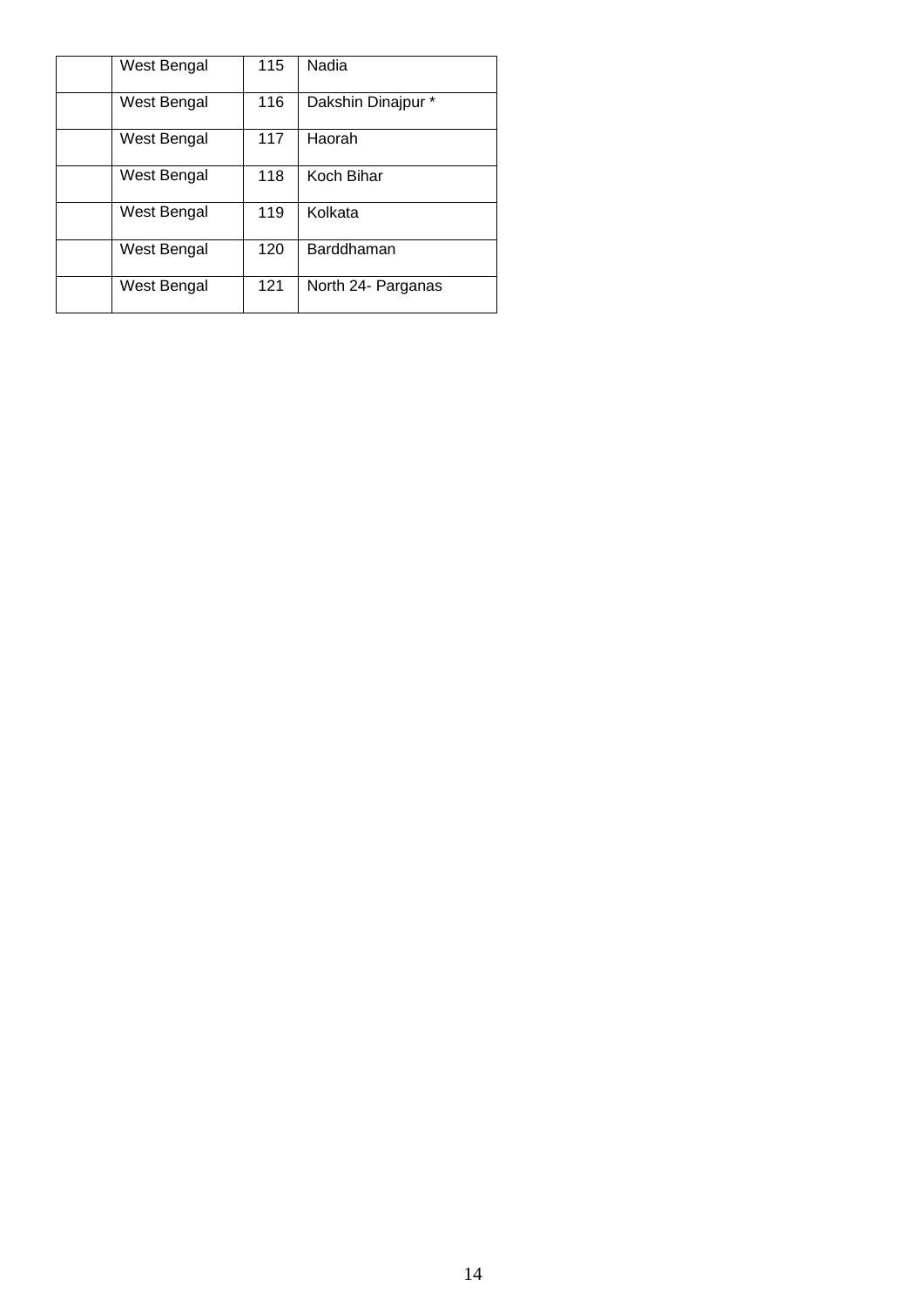|  |  |  |  |
|---|---|---|---|
|  | West Bengal | 115 | Nadia |
|  | West Bengal | 116 | Dakshin Dinajpur * |
|  | West Bengal | 117 | Haorah |
|  | West Bengal | 118 | Koch Bihar |
|  | West Bengal | 119 | Kolkata |
|  | West Bengal | 120 | Barddhaman |
|  | West Bengal | 121 | North 24- Parganas |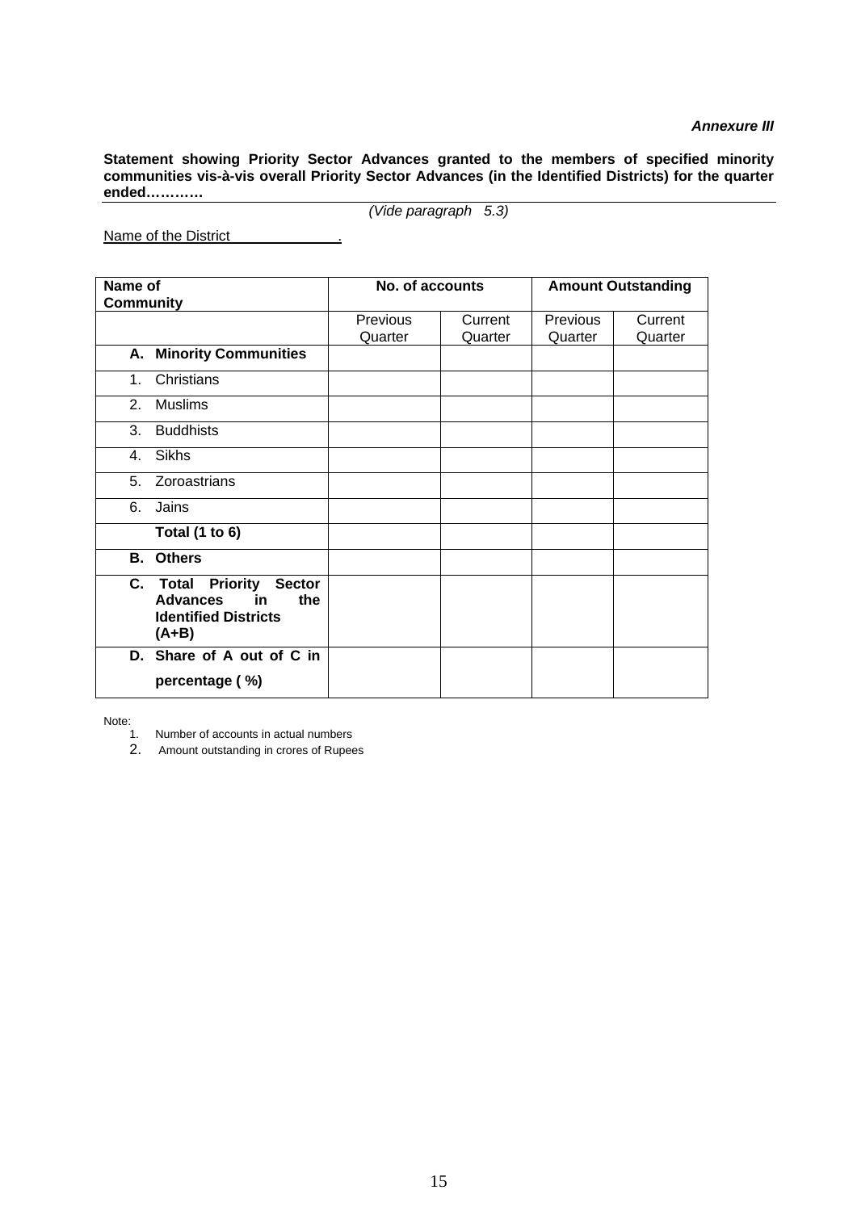***Annexure III***

**Statement showing Priority Sector Advances granted to the members of specified minority communities vis-à-vis overall Priority Sector Advances (in the Identified Districts) for the quarter ended…………**

*(Vide paragraph 5.3)*

Name of the District ____________.

| **Name of Community** | **No. of accounts** | | **Amount Outstanding** | |
|---|---|---|---|---|
| | Previous Quarter | Current Quarter | Previous Quarter | Current Quarter |
| **A. Minority Communities** | | | | |
| 1. Christians | | | | |
| 2. Muslims | | | | |
| 3. Buddhists | | | | |
| 4. Sikhs | | | | |
| 5. Zoroastrians | | | | |
| 6. Jains | | | | |
| **Total (1 to 6)** | | | | |
| **B. Others** | | | | |
| **C. Total Priority Sector Advances in the Identified Districts (A+B)** | | | | |
| **D. Share of A out of C in percentage ( %)** | | | | |

Note:

1. Number of accounts in actual numbers
2. Amount outstanding in crores of Rupees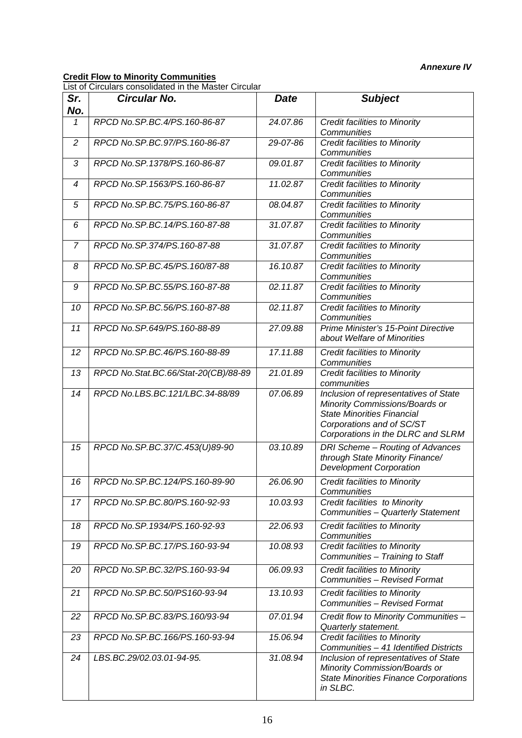***Annexure IV***

**Credit Flow to Minority Communities**

List of Circulars consolidated in the Master Circular

| *Sr. No.* | *Circular No.* | *Date* | *Subject* |
|---|---|---|---|
| *1* | *RPCD No.SP.BC.4/PS.160-86-87* | *24.07.86* | *Credit facilities to Minority Communities* |
| *2* | *RPCD No.SP.BC.97/PS.160-86-87* | *29-07-86* | *Credit facilities to Minority Communities* |
| *3* | *RPCD No.SP.1378/PS.160-86-87* | *09.01.87* | *Credit facilities to Minority Communities* |
| *4* | *RPCD No.SP.1563/PS.160-86-87* | *11.02.87* | *Credit facilities to Minority Communities* |
| *5* | *RPCD No.SP.BC.75/PS.160-86-87* | *08.04.87* | *Credit facilities to Minority Communities* |
| *6* | *RPCD No.SP.BC.14/PS.160-87-88* | *31.07.87* | *Credit facilities to Minority Communities* |
| *7* | *RPCD No.SP.374/PS.160-87-88* | *31.07.87* | *Credit facilities to Minority Communities* |
| *8* | *RPCD No.SP.BC.45/PS.160/87-88* | *16.10.87* | *Credit facilities to Minority Communities* |
| *9* | *RPCD No.SP.BC.55/PS.160-87-88* | *02.11.87* | *Credit facilities to Minority Communities* |
| *10* | *RPCD No.SP.BC.56/PS.160-87-88* | *02.11.87* | *Credit facilities to Minority Communities* |
| *11* | *RPCD No.SP.649/PS.160-88-89* | *27.09.88* | *Prime Minister's 15-Point Directive about Welfare of Minorities* |
| *12* | *RPCD No.SP.BC.46/PS.160-88-89* | *17.11.88* | *Credit facilities to Minority Communities* |
| *13* | *RPCD No.Stat.BC.66/Stat-20(CB)/88-89* | *21.01.89* | *Credit facilities to Minority communities* |
| *14* | *RPCD No.LBS.BC.121/LBC.34-88/89* | *07.06.89* | *Inclusion of representatives of State Minority Commissions/Boards or State Minorities Financial Corporations and of SC/ST Corporations in the DLRC and SLRM* |
| *15* | *RPCD No.SP.BC.37/C.453(U)89-90* | *03.10.89* | *DRI Scheme – Routing of Advances through State Minority Finance/ Development Corporation* |
| *16* | *RPCD No.SP.BC.124/PS.160-89-90* | *26.06.90* | *Credit facilities to Minority Communities* |
| *17* | *RPCD No.SP.BC.80/PS.160-92-93* | *10.03.93* | *Credit facilities to Minority Communities – Quarterly Statement* |
| *18* | *RPCD No.SP.1934/PS.160-92-93* | *22.06.93* | *Credit facilities to Minority Communities* |
| *19* | *RPCD No.SP.BC.17/PS.160-93-94* | *10.08.93* | *Credit facilities to Minority Communities – Training to Staff* |
| *20* | *RPCD No.SP.BC.32/PS.160-93-94* | *06.09.93* | *Credit facilities to Minority Communities – Revised Format* |
| *21* | *RPCD No.SP.BC.50/PS160-93-94* | *13.10.93* | *Credit facilities to Minority Communities – Revised Format* |
| *22* | *RPCD No.SP.BC.83/PS.160/93-94* | *07.01.94* | *Credit flow to Minority Communities – Quarterly statement.* |
| *23* | *RPCD No.SP.BC.166/PS.160-93-94* | *15.06.94* | *Credit facilities to Minority Communities – 41 Identified Districts* |
| *24* | *LBS.BC.29/02.03.01-94-95.* | *31.08.94* | *Inclusion of representatives of State Minority Commission/Boards or State Minorities Finance Corporations in SLBC.* |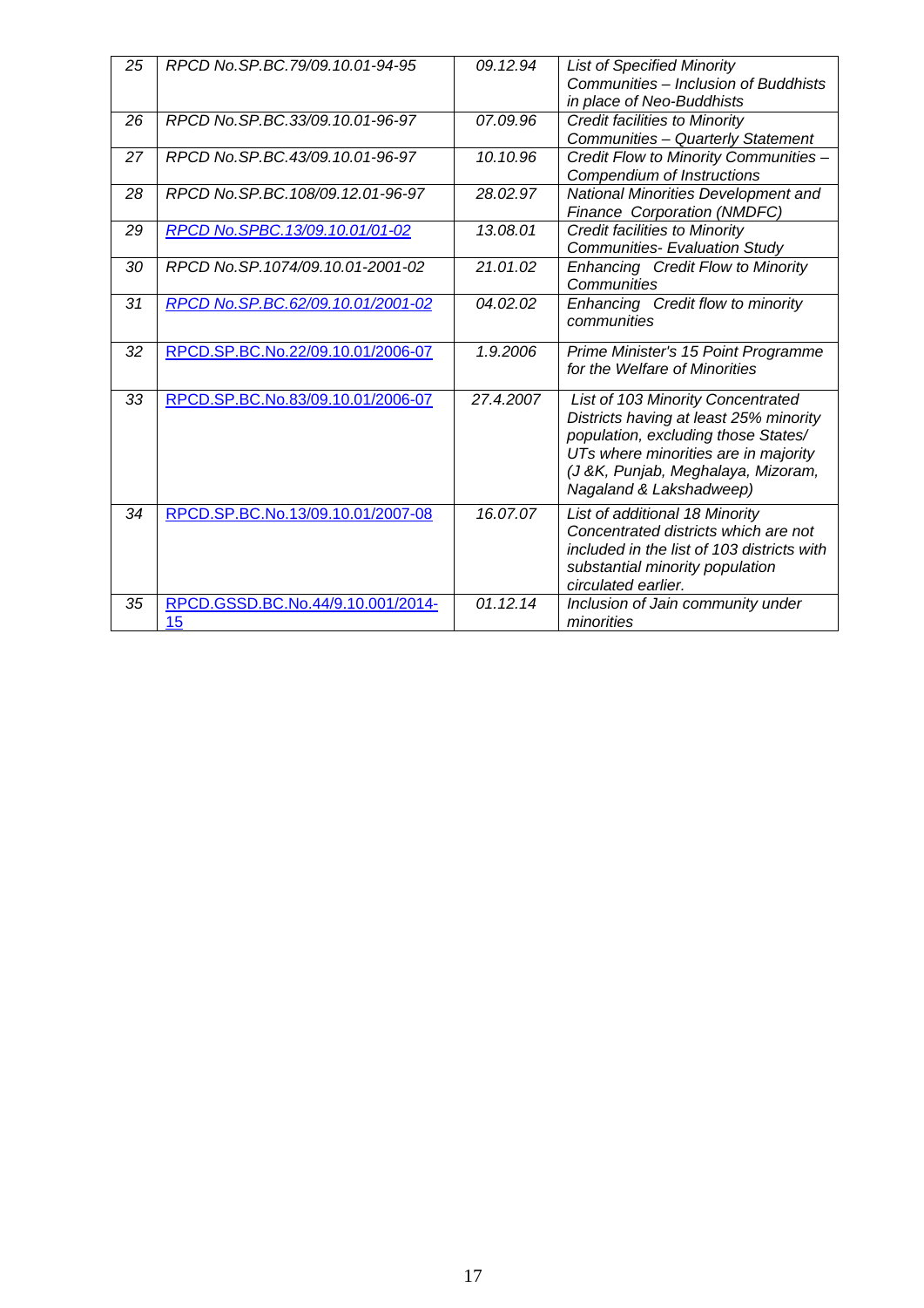| | | | |
|---|---|---|---|
| *25* | *RPCD No.SP.BC.79/09.10.01-94-95* | *09.12.94* | *List of Specified Minority Communities – Inclusion of Buddhists in place of Neo-Buddhists* |
| *26* | *RPCD No.SP.BC.33/09.10.01-96-97* | *07.09.96* | *Credit facilities to Minority Communities – Quarterly Statement* |
| *27* | *RPCD No.SP.BC.43/09.10.01-96-97* | *10.10.96* | *Credit Flow to Minority Communities – Compendium of Instructions* |
| *28* | *RPCD No.SP.BC.108/09.12.01-96-97* | *28.02.97* | *National Minorities Development and Finance Corporation (NMDFC)* |
| *29* | *RPCD No.SPBC.13/09.10.01/01-02* | *13.08.01* | *Credit facilities to Minority Communities- Evaluation Study* |
| *30* | *RPCD No.SP.1074/09.10.01-2001-02* | *21.01.02* | *Enhancing Credit Flow to Minority Communities* |
| *31* | *RPCD No.SP.BC.62/09.10.01/2001-02* | *04.02.02* | *Enhancing Credit flow to minority communities* |
| *32* | RPCD.SP.BC.No.22/09.10.01/2006-07 | *1.9.2006* | *Prime Minister's 15 Point Programme for the Welfare of Minorities* |
| *33* | RPCD.SP.BC.No.83/09.10.01/2006-07 | *27.4.2007* | *List of 103 Minority Concentrated Districts having at least 25% minority population, excluding those States/ UTs where minorities are in majority (J &K, Punjab, Meghalaya, Mizoram, Nagaland & Lakshadweep)* |
| *34* | RPCD.SP.BC.No.13/09.10.01/2007-08 | *16.07.07* | *List of additional 18 Minority Concentrated districts which are not included in the list of 103 districts with substantial minority population circulated earlier.* |
| *35* | RPCD.GSSD.BC.No.44/9.10.001/2014-15 | *01.12.14* | *Inclusion of Jain community under minorities* |